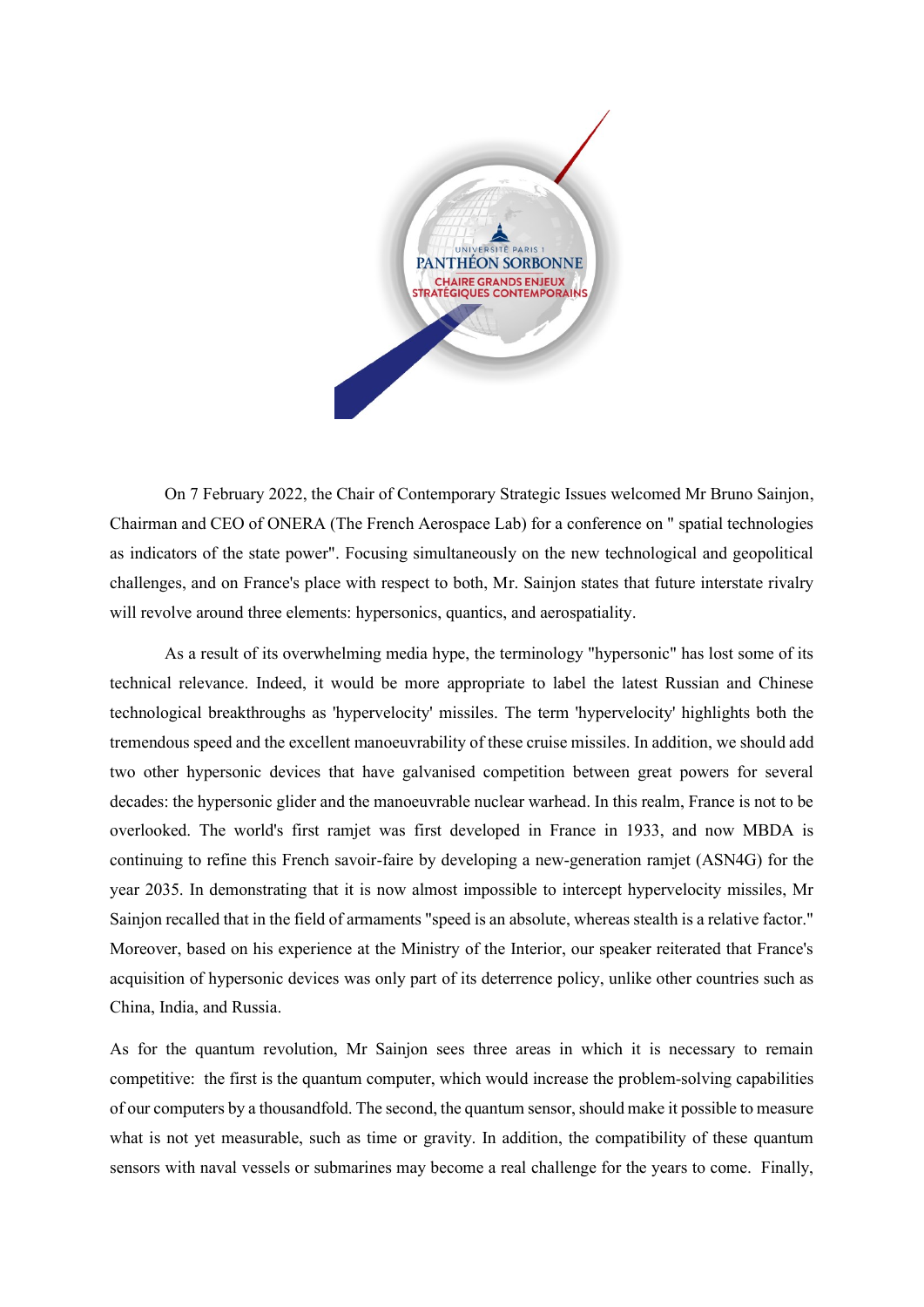UNIVERSITÉ PARIS 1
PANTHÉON SORBONNE
CHAIRE GRANDS ENJEUX STRATÉGIQUES CONTEMPORAINS

On 7 February 2022, the Chair of Contemporary Strategic Issues welcomed Mr Bruno Sainjon, Chairman and CEO of ONERA (The French Aerospace Lab) for a conference on " spatial technologies as indicators of the state power". Focusing simultaneously on the new technological and geopolitical challenges, and on France's place with respect to both, Mr. Sainjon states that future interstate rivalry will revolve around three elements: hypersonics, quantics, and aerospatiality.

As a result of its overwhelming media hype, the terminology "hypersonic" has lost some of its technical relevance. Indeed, it would be more appropriate to label the latest Russian and Chinese technological breakthroughs as 'hypervelocity' missiles. The term 'hypervelocity' highlights both the tremendous speed and the excellent manoeuvrability of these cruise missiles. In addition, we should add two other hypersonic devices that have galvanised competition between great powers for several decades: the hypersonic glider and the manoeuvrable nuclear warhead. In this realm, France is not to be overlooked. The world's first ramjet was first developed in France in 1933, and now MBDA is continuing to refine this French savoir-faire by developing a new-generation ramjet (ASN4G) for the year 2035. In demonstrating that it is now almost impossible to intercept hypervelocity missiles, Mr Sainjon recalled that in the field of armaments "speed is an absolute, whereas stealth is a relative factor." Moreover, based on his experience at the Ministry of the Interior, our speaker reiterated that France's acquisition of hypersonic devices was only part of its deterrence policy, unlike other countries such as China, India, and Russia.

As for the quantum revolution, Mr Sainjon sees three areas in which it is necessary to remain competitive: the first is the quantum computer, which would increase the problem-solving capabilities of our computers by a thousandfold. The second, the quantum sensor, should make it possible to measure what is not yet measurable, such as time or gravity. In addition, the compatibility of these quantum sensors with naval vessels or submarines may become a real challenge for the years to come. Finally,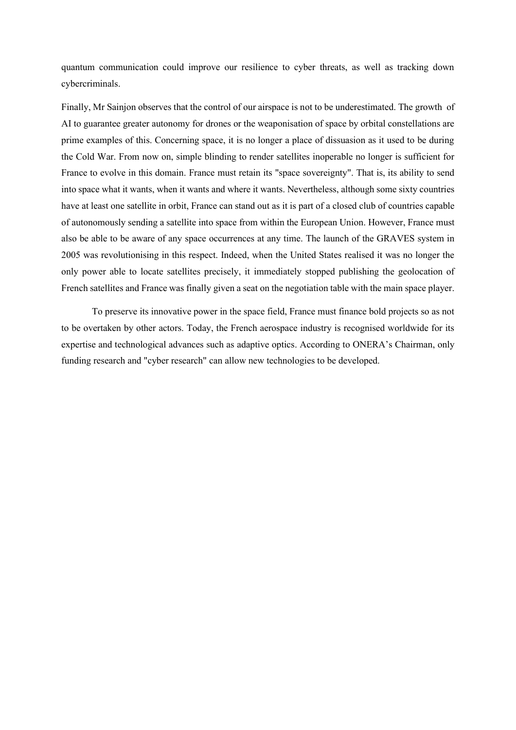quantum communication could improve our resilience to cyber threats, as well as tracking down cybercriminals.

Finally, Mr Sainjon observes that the control of our airspace is not to be underestimated. The growth of AI to guarantee greater autonomy for drones or the weaponisation of space by orbital constellations are prime examples of this. Concerning space, it is no longer a place of dissuasion as it used to be during the Cold War. From now on, simple blinding to render satellites inoperable no longer is sufficient for France to evolve in this domain. France must retain its "space sovereignty". That is, its ability to send into space what it wants, when it wants and where it wants. Nevertheless, although some sixty countries have at least one satellite in orbit, France can stand out as it is part of a closed club of countries capable of autonomously sending a satellite into space from within the European Union. However, France must also be able to be aware of any space occurrences at any time. The launch of the GRAVES system in 2005 was revolutionising in this respect. Indeed, when the United States realised it was no longer the only power able to locate satellites precisely, it immediately stopped publishing the geolocation of French satellites and France was finally given a seat on the negotiation table with the main space player.

To preserve its innovative power in the space field, France must finance bold projects so as not to be overtaken by other actors. Today, the French aerospace industry is recognised worldwide for its expertise and technological advances such as adaptive optics. According to ONERA's Chairman, only funding research and "cyber research" can allow new technologies to be developed.